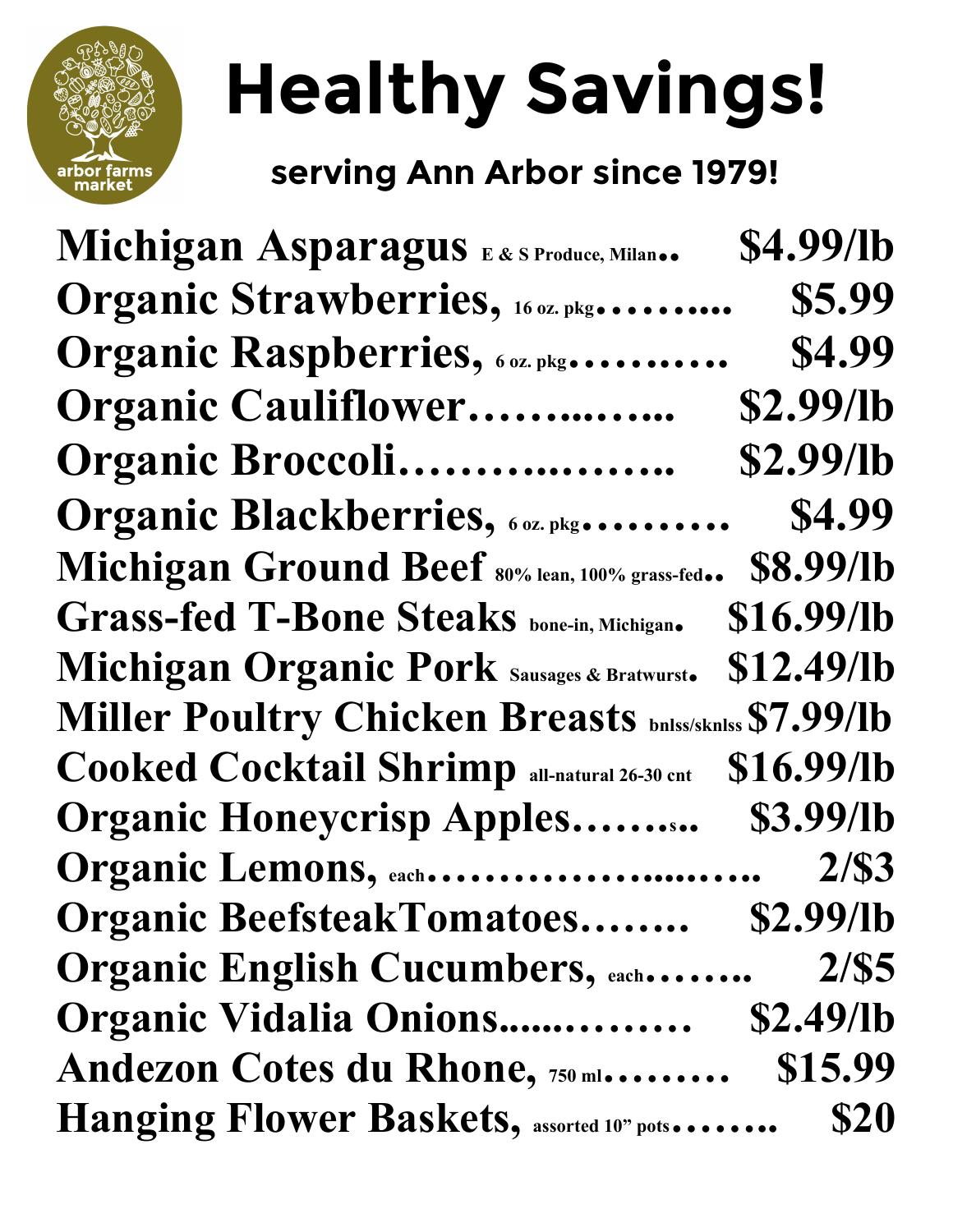arbor farms market

# Healthy Savings!

## serving Ann Arbor since 1979!

| Item | Price |
|---|---|
| **Michigan Asparagus** E & S Produce, Milan | $4.99/lb |
| **Organic Strawberries,** 16 oz. pkg | $5.99 |
| **Organic Raspberries,** 6 oz. pkg | $4.99 |
| **Organic Cauliflower** | $2.99/lb |
| **Organic Broccoli** | $2.99/lb |
| **Organic Blackberries,** 6 oz. pkg | $4.99 |
| **Michigan Ground Beef** 80% lean, 100% grass-fed | $8.99/lb |
| **Grass-fed T-Bone Steaks** bone-in, Michigan | $16.99/lb |
| **Michigan Organic Pork** Sausages & Bratwurst | $12.49/lb |
| **Miller Poultry Chicken Breasts** bnlss/sknlss | $7.99/lb |
| **Cooked Cocktail Shrimp** all-natural 26-30 cnt | $16.99/lb |
| **Organic Honeycrisp Apples** | $3.99/lb |
| **Organic Lemons,** each | 2/$3 |
| **Organic BeefsteakTomatoes** | $2.99/lb |
| **Organic English Cucumbers,** each | 2/$5 |
| **Organic Vidalia Onions** | $2.49/lb |
| **Andezon Cotes du Rhone,** 750 ml | $15.99 |
| **Hanging Flower Baskets,** assorted 10" pots | $20 |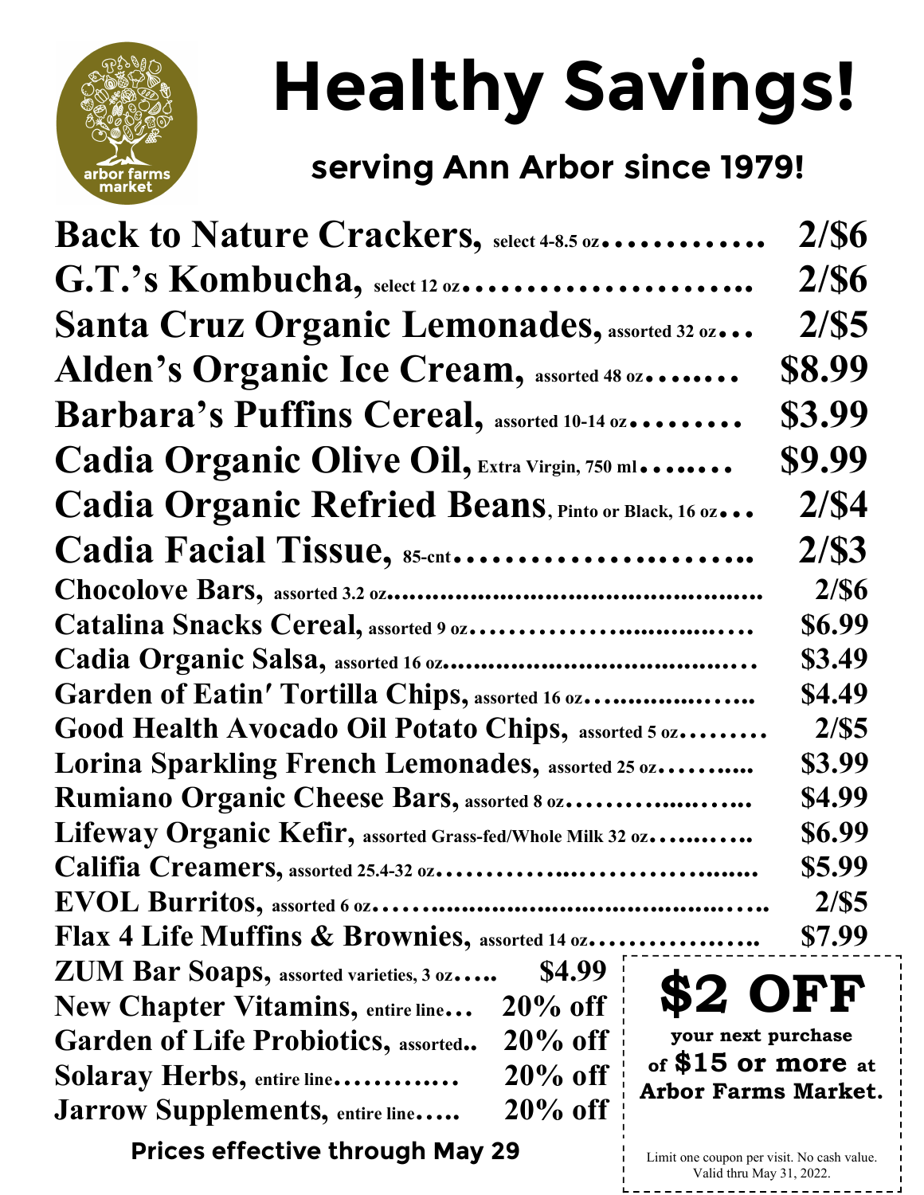arbor farms market

# Healthy Savings!

## serving Ann Arbor since 1979!

| | |
|---|---|
| **Back to Nature Crackers,** select 4-8.5 oz | **2/$6** |
| **G.T.'s Kombucha,** select 12 oz | **2/$6** |
| **Santa Cruz Organic Lemonades,** assorted 32 oz | **2/$5** |
| **Alden's Organic Ice Cream,** assorted 48 oz | **$8.99** |
| **Barbara's Puffins Cereal,** assorted 10-14 oz | **$3.99** |
| **Cadia Organic Olive Oil,** Extra Virgin, 750 ml | **$9.99** |
| **Cadia Organic Refried Beans**, Pinto or Black, 16 oz | **2/$4** |
| **Cadia Facial Tissue,** 85-cnt | **2/$3** |
| **Chocolove Bars,** assorted 3.2 oz | **2/$6** |
| **Catalina Snacks Cereal,** assorted 9 oz | **$6.99** |
| **Cadia Organic Salsa,** assorted 16 oz | **$3.49** |
| **Garden of Eatin′ Tortilla Chips,** assorted 16 oz | **$4.49** |
| **Good Health Avocado Oil Potato Chips,** assorted 5 oz | **2/$5** |
| **Lorina Sparkling French Lemonades,** assorted 25 oz | **$3.99** |
| **Rumiano Organic Cheese Bars,** assorted 8 oz | **$4.99** |
| **Lifeway Organic Kefir,** assorted Grass-fed/Whole Milk 32 oz | **$6.99** |
| **Califia Creamers,** assorted 25.4-32 oz | **$5.99** |
| **EVOL Burritos,** assorted 6 oz | **2/$5** |
| **Flax 4 Life Muffins & Brownies,** assorted 14 oz | **$7.99** |
| **ZUM Bar Soaps,** assorted varieties, 3 oz | **$4.99** |
| **New Chapter Vitamins,** entire line | **20% off** |
| **Garden of Life Probiotics,** assorted | **20% off** |
| **Solaray Herbs,** entire line | **20% off** |
| **Jarrow Supplements,** entire line | **20% off** |

**Prices effective through May 29**

---

# $2 OFF

**your next purchase of $15 or more at Arbor Farms Market.**

Limit one coupon per visit. No cash value.
Valid thru May 31, 2022.